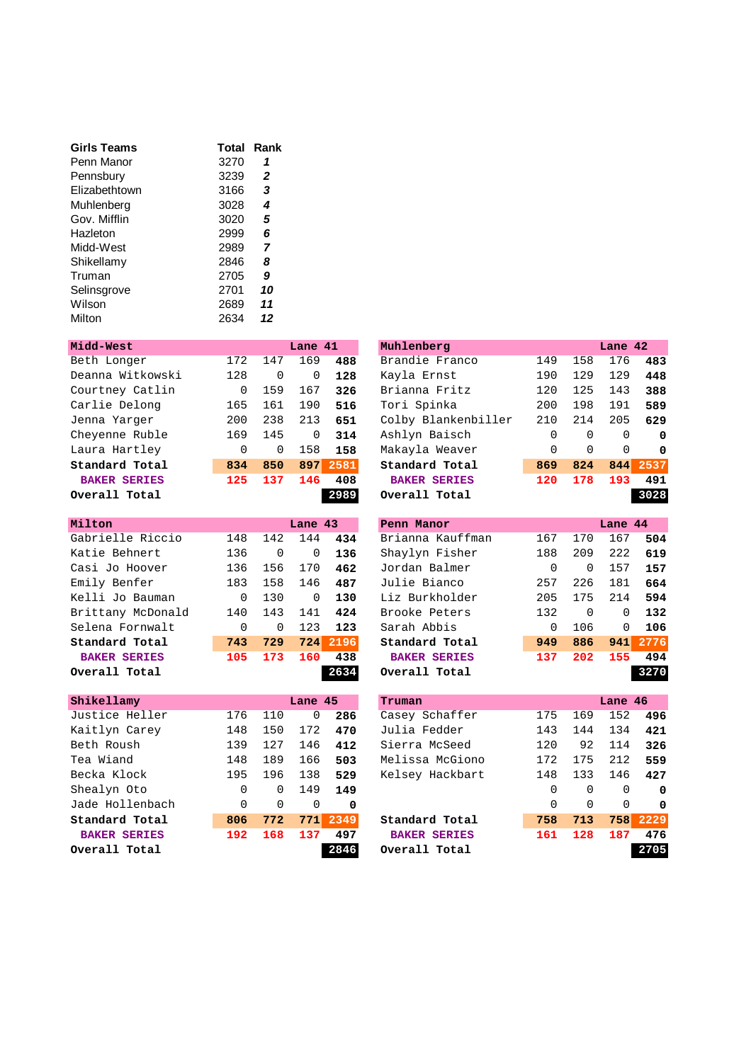| Girls Teams | Total | Rank |
|---|---|---|
| Penn Manor | 3270 | *1* |
| Pennsbury | 3239 | *2* |
| Elizabethtown | 3166 | *3* |
| Muhlenberg | 3028 | *4* |
| Gov. Mifflin | 3020 | *5* |
| Hazleton | 2999 | *6* |
| Midd-West | 2989 | *7* |
| Shikellamy | 2846 | *8* |
| Truman | 2705 | *9* |
| Selinsgrove | 2701 | *10* |
| Wilson | 2689 | *11* |
| Milton | 2634 | *12* |

| Midd-West | | | Lane 41 | |
|---|---|---|---|---|
| Beth Longer | 172 | 147 | 169 | **488** |
| Deanna Witkowski | 128 | 0 | 0 | **128** |
| Courtney Catlin | 0 | 159 | 167 | **326** |
| Carlie Delong | 165 | 161 | 190 | **516** |
| Jenna Yarger | 200 | 238 | 213 | **651** |
| Cheyenne Ruble | 169 | 145 | 0 | **314** |
| Laura Hartley | 0 | 0 | 158 | **158** |
| **Standard Total** | **834** | **850** | **897** | **2581** |
| **BAKER SERIES** | **125** | **137** | **146** | **408** |
| **Overall Total** | | | | **2989** |

| Muhlenberg | | | Lane 42 | |
|---|---|---|---|---|
| Brandie Franco | 149 | 158 | 176 | **483** |
| Kayla Ernst | 190 | 129 | 129 | **448** |
| Brianna Fritz | 120 | 125 | 143 | **388** |
| Tori Spinka | 200 | 198 | 191 | **589** |
| Colby Blankenbiller | 210 | 214 | 205 | **629** |
| Ashlyn Baisch | 0 | 0 | 0 | **0** |
| Makayla Weaver | 0 | 0 | 0 | **0** |
| **Standard Total** | **869** | **824** | **844** | **2537** |
| **BAKER SERIES** | **120** | **178** | **193** | **491** |
| **Overall Total** | | | | **3028** |

| Milton | | | Lane 43 | |
|---|---|---|---|---|
| Gabrielle Riccio | 148 | 142 | 144 | **434** |
| Katie Behnert | 136 | 0 | 0 | **136** |
| Casi Jo Hoover | 136 | 156 | 170 | **462** |
| Emily Benfer | 183 | 158 | 146 | **487** |
| Kelli Jo Bauman | 0 | 130 | 0 | **130** |
| Brittany McDonald | 140 | 143 | 141 | **424** |
| Selena Fornwalt | 0 | 0 | 123 | **123** |
| **Standard Total** | **743** | **729** | **724** | **2196** |
| **BAKER SERIES** | **105** | **173** | **160** | **438** |
| **Overall Total** | | | | **2634** |

| Penn Manor | | | Lane 44 | |
|---|---|---|---|---|
| Brianna Kauffman | 167 | 170 | 167 | **504** |
| Shaylyn Fisher | 188 | 209 | 222 | **619** |
| Jordan Balmer | 0 | 0 | 157 | **157** |
| Julie Bianco | 257 | 226 | 181 | **664** |
| Liz Burkholder | 205 | 175 | 214 | **594** |
| Brooke Peters | 132 | 0 | 0 | **132** |
| Sarah Abbis | 0 | 106 | 0 | **106** |
| **Standard Total** | **949** | **886** | **941** | **2776** |
| **BAKER SERIES** | **137** | **202** | **155** | **494** |
| **Overall Total** | | | | **3270** |

| Shikellamy | | | Lane 45 | |
|---|---|---|---|---|
| Justice Heller | 176 | 110 | 0 | **286** |
| Kaitlyn Carey | 148 | 150 | 172 | **470** |
| Beth Roush | 139 | 127 | 146 | **412** |
| Tea Wiand | 148 | 189 | 166 | **503** |
| Becka Klock | 195 | 196 | 138 | **529** |
| Shealyn Oto | 0 | 0 | 149 | **149** |
| Jade Hollenbach | 0 | 0 | 0 | **0** |
| **Standard Total** | **806** | **772** | **771** | **2349** |
| **BAKER SERIES** | **192** | **168** | **137** | **497** |
| **Overall Total** | | | | **2846** |

| Truman | | | Lane 46 | |
|---|---|---|---|---|
| Casey Schaffer | 175 | 169 | 152 | **496** |
| Julia Fedder | 143 | 144 | 134 | **421** |
| Sierra McSeed | 120 | 92 | 114 | **326** |
| Melissa McGiono | 172 | 175 | 212 | **559** |
| Kelsey Hackbart | 148 | 133 | 146 | **427** |
| | 0 | 0 | 0 | **0** |
| | 0 | 0 | 0 | **0** |
| **Standard Total** | **758** | **713** | **758** | **2229** |
| **BAKER SERIES** | **161** | **128** | **187** | **476** |
| **Overall Total** | | | | **2705** |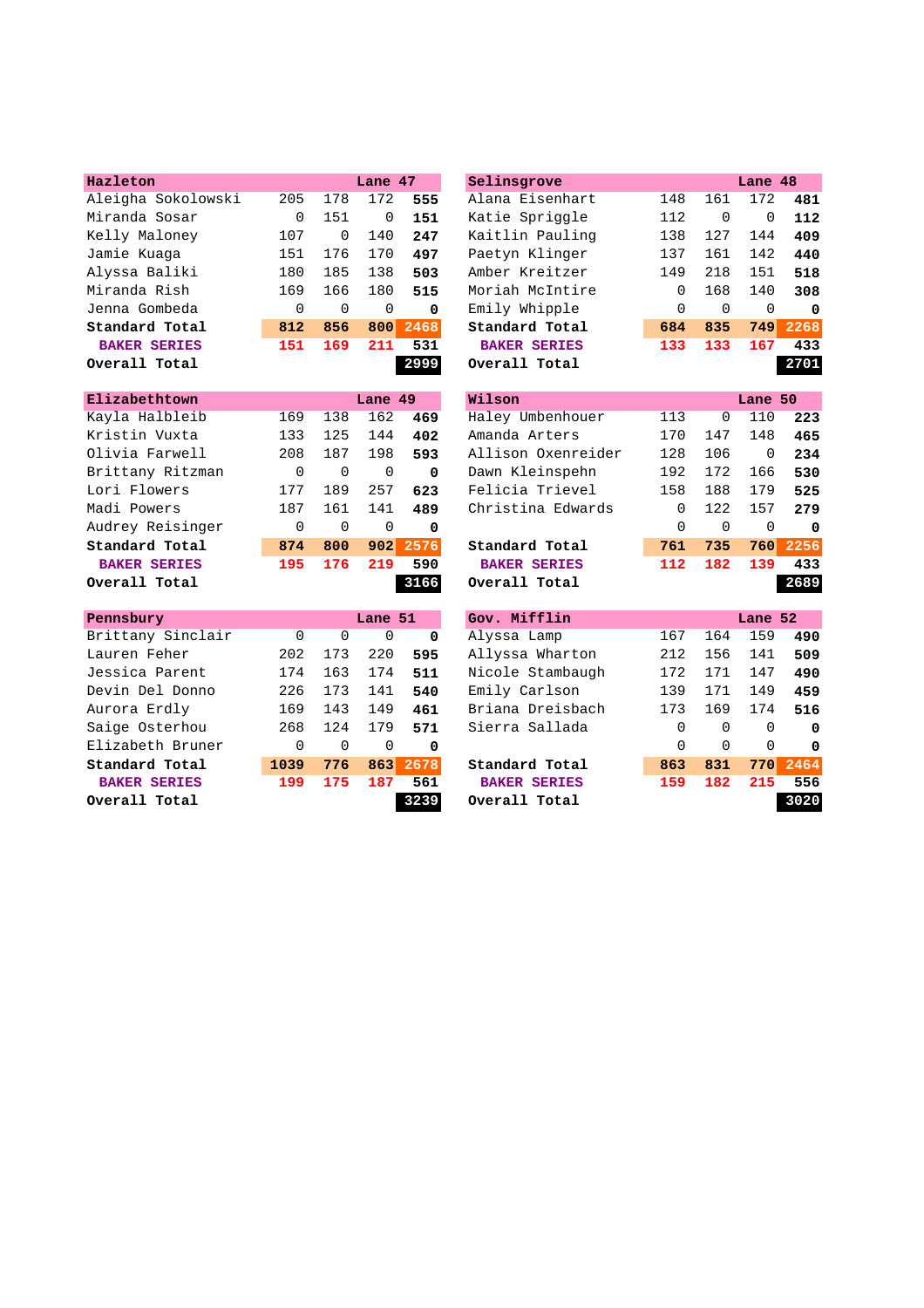| Hazleton | | | Lane 47 | |
|---|---|---|---|---|
| Aleigha Sokolowski | 205 | 178 | 172 | **555** |
| Miranda Sosar | 0 | 151 | 0 | **151** |
| Kelly Maloney | 107 | 0 | 140 | **247** |
| Jamie Kuaga | 151 | 176 | 170 | **497** |
| Alyssa Baliki | 180 | 185 | 138 | **503** |
| Miranda Rish | 169 | 166 | 180 | **515** |
| Jenna Gombeda | 0 | 0 | 0 | **0** |
| **Standard Total** | **812** | **856** | **800** | **2468** |
| **BAKER SERIES** | **151** | **169** | **211** | **531** |
| **Overall Total** | | | | **2999** |

| Selinsgrove | | | Lane 48 | |
|---|---|---|---|---|
| Alana Eisenhart | 148 | 161 | 172 | **481** |
| Katie Spriggle | 112 | 0 | 0 | **112** |
| Kaitlin Pauling | 138 | 127 | 144 | **409** |
| Paetyn Klinger | 137 | 161 | 142 | **440** |
| Amber Kreitzer | 149 | 218 | 151 | **518** |
| Moriah McIntire | 0 | 168 | 140 | **308** |
| Emily Whipple | 0 | 0 | 0 | **0** |
| **Standard Total** | **684** | **835** | **749** | **2268** |
| **BAKER SERIES** | **133** | **133** | **167** | **433** |
| **Overall Total** | | | | **2701** |

| Elizabethtown | | | Lane 49 | |
|---|---|---|---|---|
| Kayla Halbleib | 169 | 138 | 162 | **469** |
| Kristin Vuxta | 133 | 125 | 144 | **402** |
| Olivia Farwell | 208 | 187 | 198 | **593** |
| Brittany Ritzman | 0 | 0 | 0 | **0** |
| Lori Flowers | 177 | 189 | 257 | **623** |
| Madi Powers | 187 | 161 | 141 | **489** |
| Audrey Reisinger | 0 | 0 | 0 | **0** |
| **Standard Total** | **874** | **800** | **902** | **2576** |
| **BAKER SERIES** | **195** | **176** | **219** | **590** |
| **Overall Total** | | | | **3166** |

| Wilson | | | Lane 50 | |
|---|---|---|---|---|
| Haley Umbenhouer | 113 | 0 | 110 | **223** |
| Amanda Arters | 170 | 147 | 148 | **465** |
| Allison Oxenreider | 128 | 106 | 0 | **234** |
| Dawn Kleinspehn | 192 | 172 | 166 | **530** |
| Felicia Trievel | 158 | 188 | 179 | **525** |
| Christina Edwards | 0 | 122 | 157 | **279** |
| | 0 | 0 | 0 | **0** |
| **Standard Total** | **761** | **735** | **760** | **2256** |
| **BAKER SERIES** | **112** | **182** | **139** | **433** |
| **Overall Total** | | | | **2689** |

| Pennsbury | | | Lane 51 | |
|---|---|---|---|---|
| Brittany Sinclair | 0 | 0 | 0 | **0** |
| Lauren Feher | 202 | 173 | 220 | **595** |
| Jessica Parent | 174 | 163 | 174 | **511** |
| Devin Del Donno | 226 | 173 | 141 | **540** |
| Aurora Erdly | 169 | 143 | 149 | **461** |
| Saige Osterhou | 268 | 124 | 179 | **571** |
| Elizabeth Bruner | 0 | 0 | 0 | **0** |
| **Standard Total** | **1039** | **776** | **863** | **2678** |
| **BAKER SERIES** | **199** | **175** | **187** | **561** |
| **Overall Total** | | | | **3239** |

| Gov. Mifflin | | | Lane 52 | |
|---|---|---|---|---|
| Alyssa Lamp | 167 | 164 | 159 | **490** |
| Allyssa Wharton | 212 | 156 | 141 | **509** |
| Nicole Stambaugh | 172 | 171 | 147 | **490** |
| Emily Carlson | 139 | 171 | 149 | **459** |
| Briana Dreisbach | 173 | 169 | 174 | **516** |
| Sierra Sallada | 0 | 0 | 0 | **0** |
| | 0 | 0 | 0 | **0** |
| **Standard Total** | **863** | **831** | **770** | **2464** |
| **BAKER SERIES** | **159** | **182** | **215** | **556** |
| **Overall Total** | | | | **3020** |